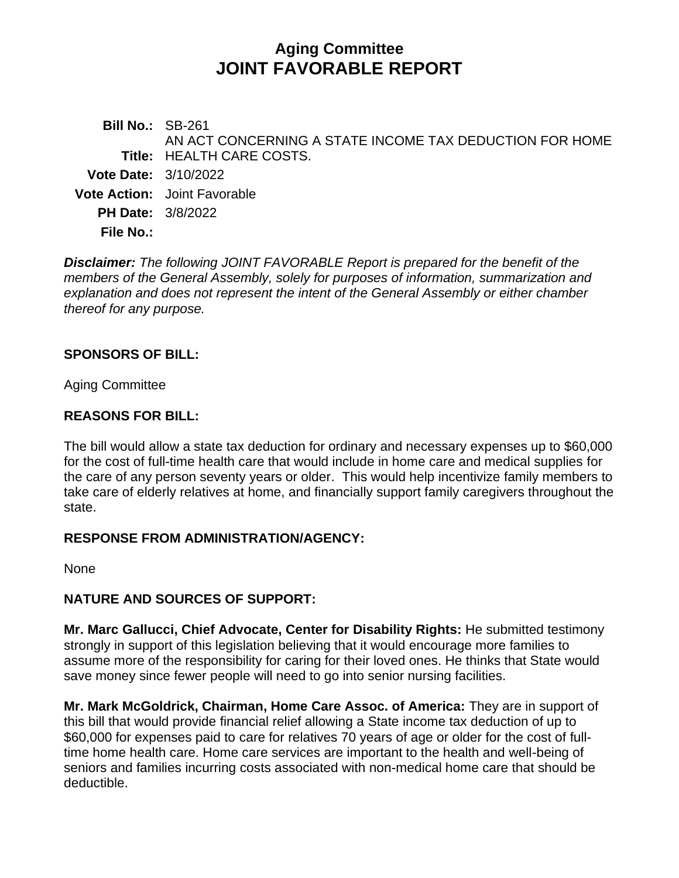# Aging Committee
# JOINT FAVORABLE REPORT

**Bill No.:** SB-261

**Title:** AN ACT CONCERNING A STATE INCOME TAX DEDUCTION FOR HOME HEALTH CARE COSTS.

**Vote Date:** 3/10/2022

**Vote Action:** Joint Favorable

**PH Date:** 3/8/2022

**File No.:**

***Disclaimer:*** *The following JOINT FAVORABLE Report is prepared for the benefit of the members of the General Assembly, solely for purposes of information, summarization and explanation and does not represent the intent of the General Assembly or either chamber thereof for any purpose.*

## SPONSORS OF BILL:

Aging Committee

## REASONS FOR BILL:

The bill would allow a state tax deduction for ordinary and necessary expenses up to $60,000 for the cost of full-time health care that would include in home care and medical supplies for the care of any person seventy years or older. This would help incentivize family members to take care of elderly relatives at home, and financially support family caregivers throughout the state.

## RESPONSE FROM ADMINISTRATION/AGENCY:

None

## NATURE AND SOURCES OF SUPPORT:

**Mr. Marc Gallucci, Chief Advocate, Center for Disability Rights:** He submitted testimony strongly in support of this legislation believing that it would encourage more families to assume more of the responsibility for caring for their loved ones. He thinks that State would save money since fewer people will need to go into senior nursing facilities.

**Mr. Mark McGoldrick, Chairman, Home Care Assoc. of America:** They are in support of this bill that would provide financial relief allowing a State income tax deduction of up to $60,000 for expenses paid to care for relatives 70 years of age or older for the cost of full-time home health care. Home care services are important to the health and well-being of seniors and families incurring costs associated with non-medical home care that should be deductible.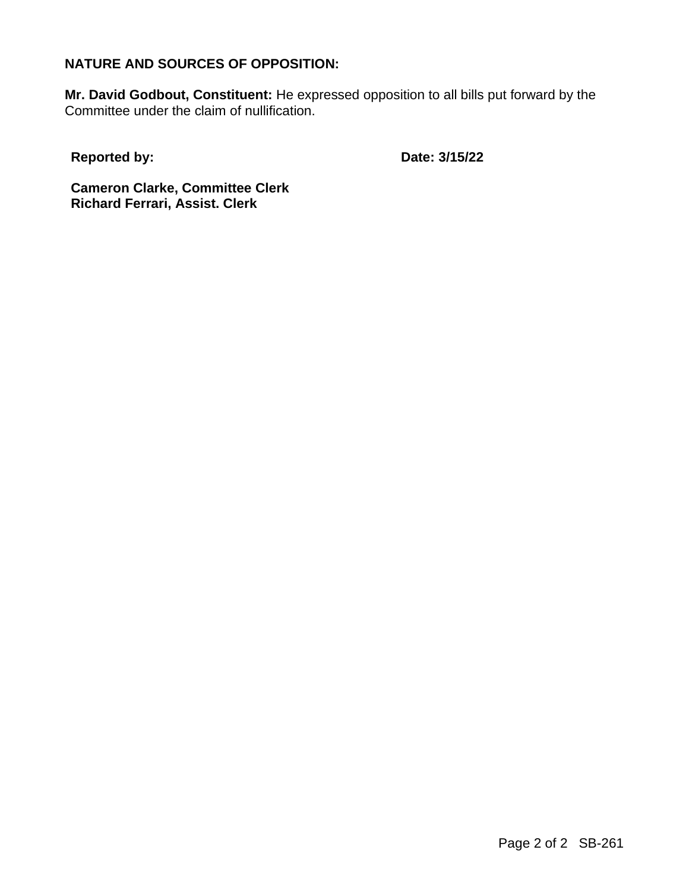**NATURE AND SOURCES OF OPPOSITION:**

**Mr. David Godbout, Constituent:** He expressed opposition to all bills put forward by the Committee under the claim of nullification.

**Reported by:** **Date: 3/15/22**

**Cameron Clarke, Committee Clerk**
**Richard Ferrari, Assist. Clerk**